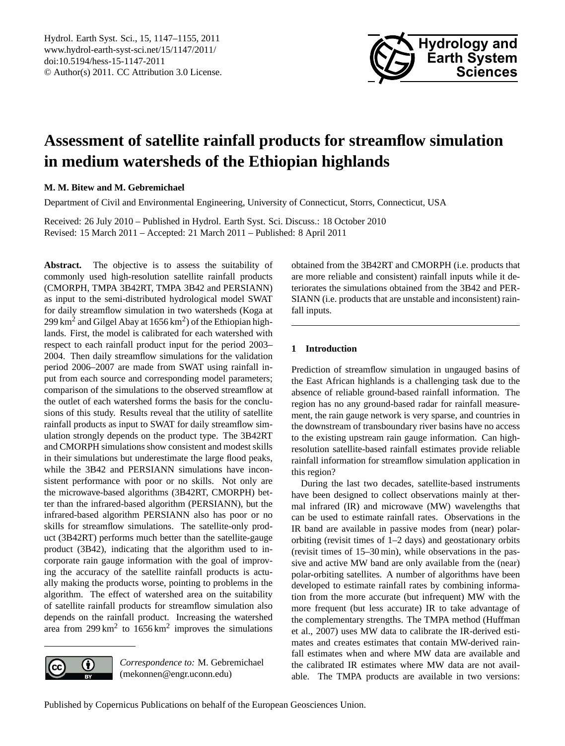# Assessment of satellite rainfall products for streamflow simulation in medium watersheds of the Ethiopian highlands

**M. M. Bitew and M. Gebremichael**

Department of Civil and Environmental Engineering, University of Connecticut, Storrs, Connecticut, USA

Received: 26 July 2010 – Published in Hydrol. Earth Syst. Sci. Discuss.: 18 October 2010
Revised: 15 March 2011 – Accepted: 21 March 2011 – Published: 8 April 2011

**Abstract.** The objective is to assess the suitability of commonly used high-resolution satellite rainfall products (CMORPH, TMPA 3B42RT, TMPA 3B42 and PERSIANN) as input to the semi-distributed hydrological model SWAT for daily streamflow simulation in two watersheds (Koga at 299 km$^2$ and Gilgel Abay at 1656 km$^2$) of the Ethiopian highlands. First, the model is calibrated for each watershed with respect to each rainfall product input for the period 2003–2004. Then daily streamflow simulations for the validation period 2006–2007 are made from SWAT using rainfall input from each source and corresponding model parameters; comparison of the simulations to the observed streamflow at the outlet of each watershed forms the basis for the conclusions of this study. Results reveal that the utility of satellite rainfall products as input to SWAT for daily streamflow simulation strongly depends on the product type. The 3B42RT and CMORPH simulations show consistent and modest skills in their simulations but underestimate the large flood peaks, while the 3B42 and PERSIANN simulations have inconsistent performance with poor or no skills. Not only are the microwave-based algorithms (3B42RT, CMORPH) better than the infrared-based algorithm (PERSIANN), but the infrared-based algorithm PERSIANN also has poor or no skills for streamflow simulations. The satellite-only product (3B42RT) performs much better than the satellite-gauge product (3B42), indicating that the algorithm used to incorporate rain gauge information with the goal of improving the accuracy of the satellite rainfall products is actually making the products worse, pointing to problems in the algorithm. The effect of watershed area on the suitability of satellite rainfall products for streamflow simulation also depends on the rainfall product. Increasing the watershed area from 299 km$^2$ to 1656 km$^2$ improves the simulations obtained from the 3B42RT and CMORPH (i.e. products that are more reliable and consistent) rainfall inputs while it deteriorates the simulations obtained from the 3B42 and PERSIANN (i.e. products that are unstable and inconsistent) rainfall inputs.

*Correspondence to:* M. Gebremichael (mekonnen@engr.uconn.edu)

## 1 Introduction

Prediction of streamflow simulation in ungauged basins of the East African highlands is a challenging task due to the absence of reliable ground-based rainfall information. The region has no any ground-based radar for rainfall measurement, the rain gauge network is very sparse, and countries in the downstream of transboundary river basins have no access to the existing upstream rain gauge information. Can high-resolution satellite-based rainfall estimates provide reliable rainfall information for streamflow simulation application in this region?

During the last two decades, satellite-based instruments have been designed to collect observations mainly at thermal infrared (IR) and microwave (MW) wavelengths that can be used to estimate rainfall rates. Observations in the IR band are available in passive modes from (near) polar-orbiting (revisit times of 1–2 days) and geostationary orbits (revisit times of 15–30 min), while observations in the passive and active MW band are only available from the (near) polar-orbiting satellites. A number of algorithms have been developed to estimate rainfall rates by combining information from the more accurate (but infrequent) MW with the more frequent (but less accurate) IR to take advantage of the complementary strengths. The TMPA method (Huffman et al., 2007) uses MW data to calibrate the IR-derived estimates and creates estimates that contain MW-derived rainfall estimates when and where MW data are available and the calibrated IR estimates where MW data are not available. The TMPA products are available in two versions: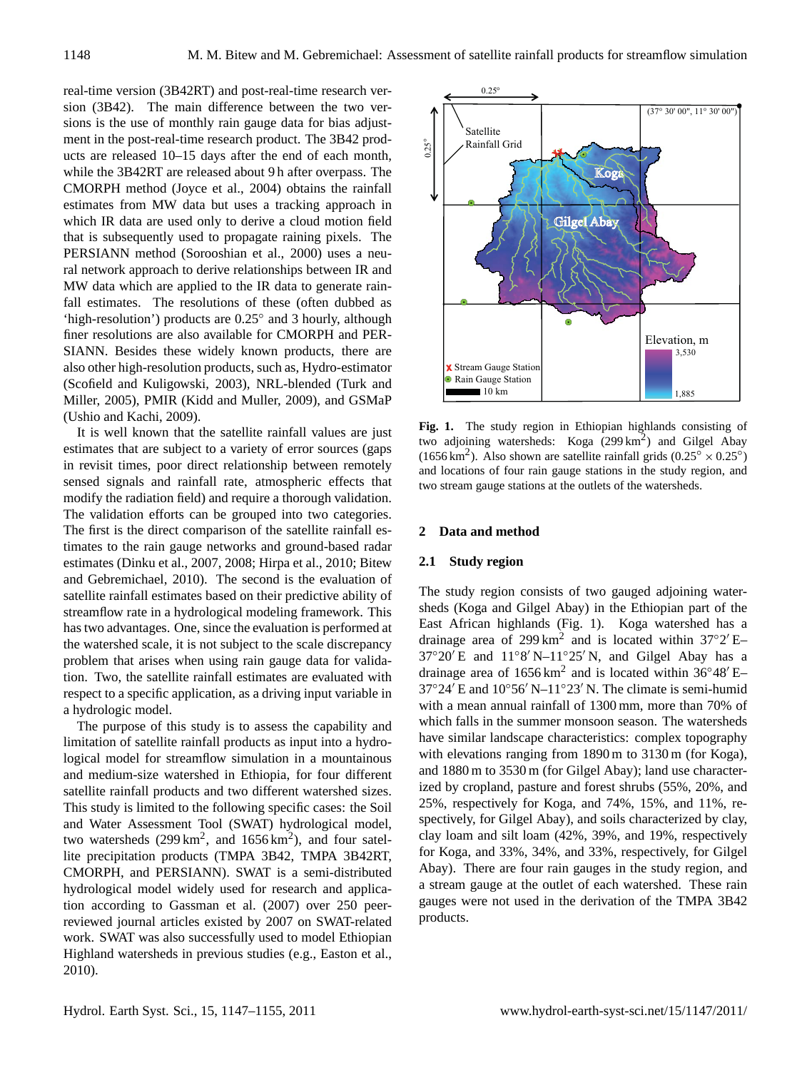real-time version (3B42RT) and post-real-time research version (3B42). The main difference between the two versions is the use of monthly rain gauge data for bias adjustment in the post-real-time research product. The 3B42 products are released 10–15 days after the end of each month, while the 3B42RT are released about 9 h after overpass. The CMORPH method (Joyce et al., 2004) obtains the rainfall estimates from MW data but uses a tracking approach in which IR data are used only to derive a cloud motion field that is subsequently used to propagate raining pixels. The PERSIANN method (Sorooshian et al., 2000) uses a neural network approach to derive relationships between IR and MW data which are applied to the IR data to generate rainfall estimates. The resolutions of these (often dubbed as 'high-resolution') products are 0.25° and 3 hourly, although finer resolutions are also available for CMORPH and PERSIANN. Besides these widely known products, there are also other high-resolution products, such as, Hydro-estimator (Scofield and Kuligowski, 2003), NRL-blended (Turk and Miller, 2005), PMIR (Kidd and Muller, 2009), and GSMaP (Ushio and Kachi, 2009).

It is well known that the satellite rainfall values are just estimates that are subject to a variety of error sources (gaps in revisit times, poor direct relationship between remotely sensed signals and rainfall rate, atmospheric effects that modify the radiation field) and require a thorough validation. The validation efforts can be grouped into two categories. The first is the direct comparison of the satellite rainfall estimates to the rain gauge networks and ground-based radar estimates (Dinku et al., 2007, 2008; Hirpa et al., 2010; Bitew and Gebremichael, 2010). The second is the evaluation of satellite rainfall estimates based on their predictive ability of streamflow rate in a hydrological modeling framework. This has two advantages. One, since the evaluation is performed at the watershed scale, it is not subject to the scale discrepancy problem that arises when using rain gauge data for validation. Two, the satellite rainfall estimates are evaluated with respect to a specific application, as a driving input variable in a hydrologic model.

The purpose of this study is to assess the capability and limitation of satellite rainfall products as input into a hydrological model for streamflow simulation in a mountainous and medium-size watershed in Ethiopia, for four different satellite rainfall products and two different watershed sizes. This study is limited to the following specific cases: the Soil and Water Assessment Tool (SWAT) hydrological model, two watersheds (299 km$^2$, and 1656 km$^2$), and four satellite precipitation products (TMPA 3B42, TMPA 3B42RT, CMORPH, and PERSIANN). SWAT is a semi-distributed hydrological model widely used for research and application according to Gassman et al. (2007) over 250 peer-reviewed journal articles existed by 2007 on SWAT-related work. SWAT was also successfully used to model Ethiopian Highland watersheds in previous studies (e.g., Easton et al., 2010).

**Fig. 1.** The study region in Ethiopian highlands consisting of two adjoining watersheds: Koga (299 km$^2$) and Gilgel Abay (1656 km$^2$). Also shown are satellite rainfall grids (0.25° × 0.25°) and locations of four rain gauge stations in the study region, and two stream gauge stations at the outlets of the watersheds.

## 2 Data and method

### 2.1 Study region

The study region consists of two gauged adjoining watersheds (Koga and Gilgel Abay) in the Ethiopian part of the East African highlands (Fig. 1). Koga watershed has a drainage area of 299 km$^2$ and is located within 37°2′ E–37°20′ E and 11°8′ N–11°25′ N, and Gilgel Abay has a drainage area of 1656 km$^2$ and is located within 36°48′ E–37°24′ E and 10°56′ N–11°23′ N. The climate is semi-humid with a mean annual rainfall of 1300 mm, more than 70% of which falls in the summer monsoon season. The watersheds have similar landscape characteristics: complex topography with elevations ranging from 1890 m to 3130 m (for Koga), and 1880 m to 3530 m (for Gilgel Abay); land use characterized by cropland, pasture and forest shrubs (55%, 20%, and 25%, respectively for Koga, and 74%, 15%, and 11%, respectively, for Gilgel Abay), and soils characterized by clay, clay loam and silt loam (42%, 39%, and 19%, respectively for Koga, and 33%, 34%, and 33%, respectively, for Gilgel Abay). There are four rain gauges in the study region, and a stream gauge at the outlet of each watershed. These rain gauges were not used in the derivation of the TMPA 3B42 products.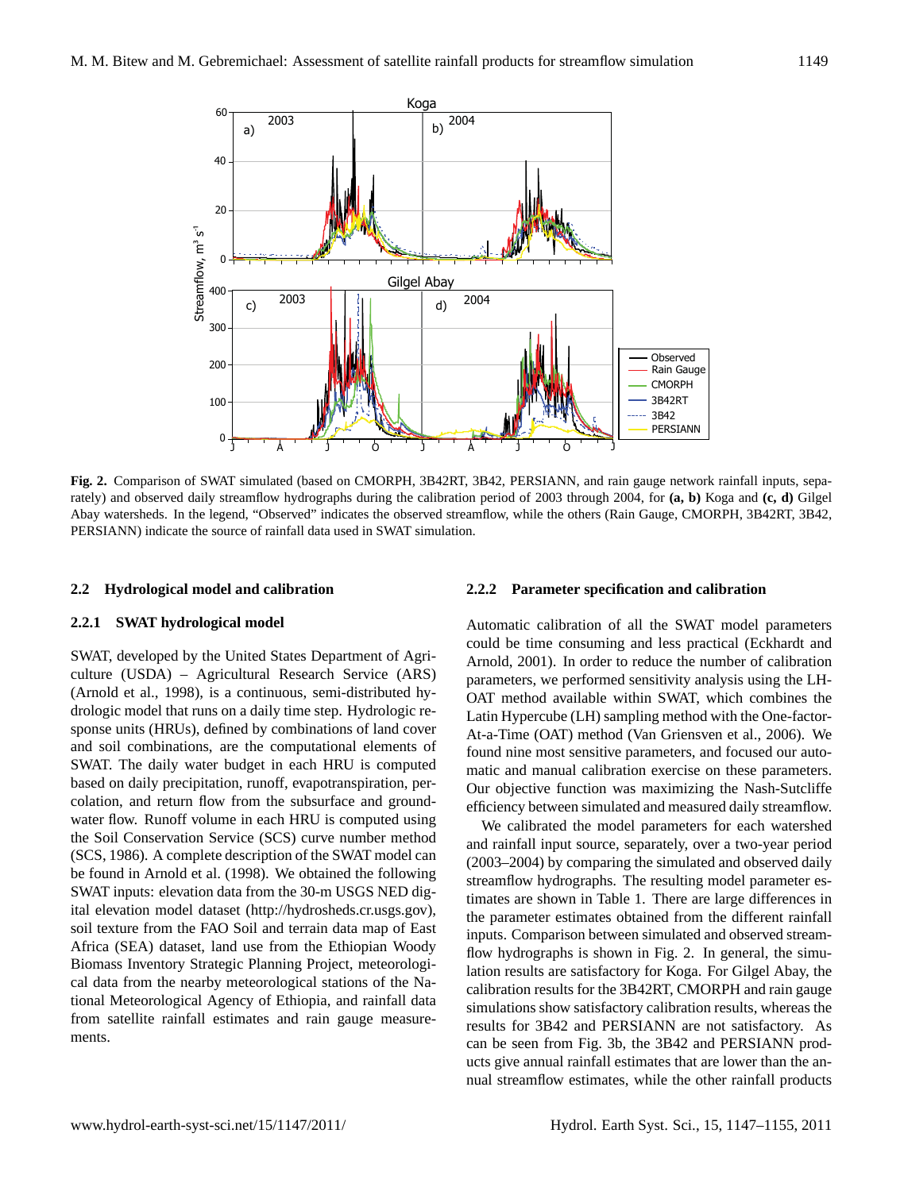**Fig. 2.** Comparison of SWAT simulated (based on CMORPH, 3B42RT, 3B42, PERSIANN, and rain gauge network rainfall inputs, separately) and observed daily streamflow hydrographs during the calibration period of 2003 through 2004, for **(a, b)** Koga and **(c, d)** Gilgel Abay watersheds. In the legend, "Observed" indicates the observed streamflow, while the others (Rain Gauge, CMORPH, 3B42RT, 3B42, PERSIANN) indicate the source of rainfall data used in SWAT simulation.

## 2.2 Hydrological model and calibration

### 2.2.1 SWAT hydrological model

SWAT, developed by the United States Department of Agriculture (USDA) – Agricultural Research Service (ARS) (Arnold et al., 1998), is a continuous, semi-distributed hydrologic model that runs on a daily time step. Hydrologic response units (HRUs), defined by combinations of land cover and soil combinations, are the computational elements of SWAT. The daily water budget in each HRU is computed based on daily precipitation, runoff, evapotranspiration, percolation, and return flow from the subsurface and groundwater flow. Runoff volume in each HRU is computed using the Soil Conservation Service (SCS) curve number method (SCS, 1986). A complete description of the SWAT model can be found in Arnold et al. (1998). We obtained the following SWAT inputs: elevation data from the 30-m USGS NED digital elevation model dataset (http://hydrosheds.cr.usgs.gov), soil texture from the FAO Soil and terrain data map of East Africa (SEA) dataset, land use from the Ethiopian Woody Biomass Inventory Strategic Planning Project, meteorological data from the nearby meteorological stations of the National Meteorological Agency of Ethiopia, and rainfall data from satellite rainfall estimates and rain gauge measurements.

### 2.2.2 Parameter specification and calibration

Automatic calibration of all the SWAT model parameters could be time consuming and less practical (Eckhardt and Arnold, 2001). In order to reduce the number of calibration parameters, we performed sensitivity analysis using the LH-OAT method available within SWAT, which combines the Latin Hypercube (LH) sampling method with the One-factor-At-a-Time (OAT) method (Van Griensven et al., 2006). We found nine most sensitive parameters, and focused our automatic and manual calibration exercise on these parameters. Our objective function was maximizing the Nash-Sutcliffe efficiency between simulated and measured daily streamflow.

We calibrated the model parameters for each watershed and rainfall input source, separately, over a two-year period (2003–2004) by comparing the simulated and observed daily streamflow hydrographs. The resulting model parameter estimates are shown in Table 1. There are large differences in the parameter estimates obtained from the different rainfall inputs. Comparison between simulated and observed streamflow hydrographs is shown in Fig. 2. In general, the simulation results are satisfactory for Koga. For Gilgel Abay, the calibration results for the 3B42RT, CMORPH and rain gauge simulations show satisfactory calibration results, whereas the results for 3B42 and PERSIANN are not satisfactory. As can be seen from Fig. 3b, the 3B42 and PERSIANN products give annual rainfall estimates that are lower than the annual streamflow estimates, while the other rainfall products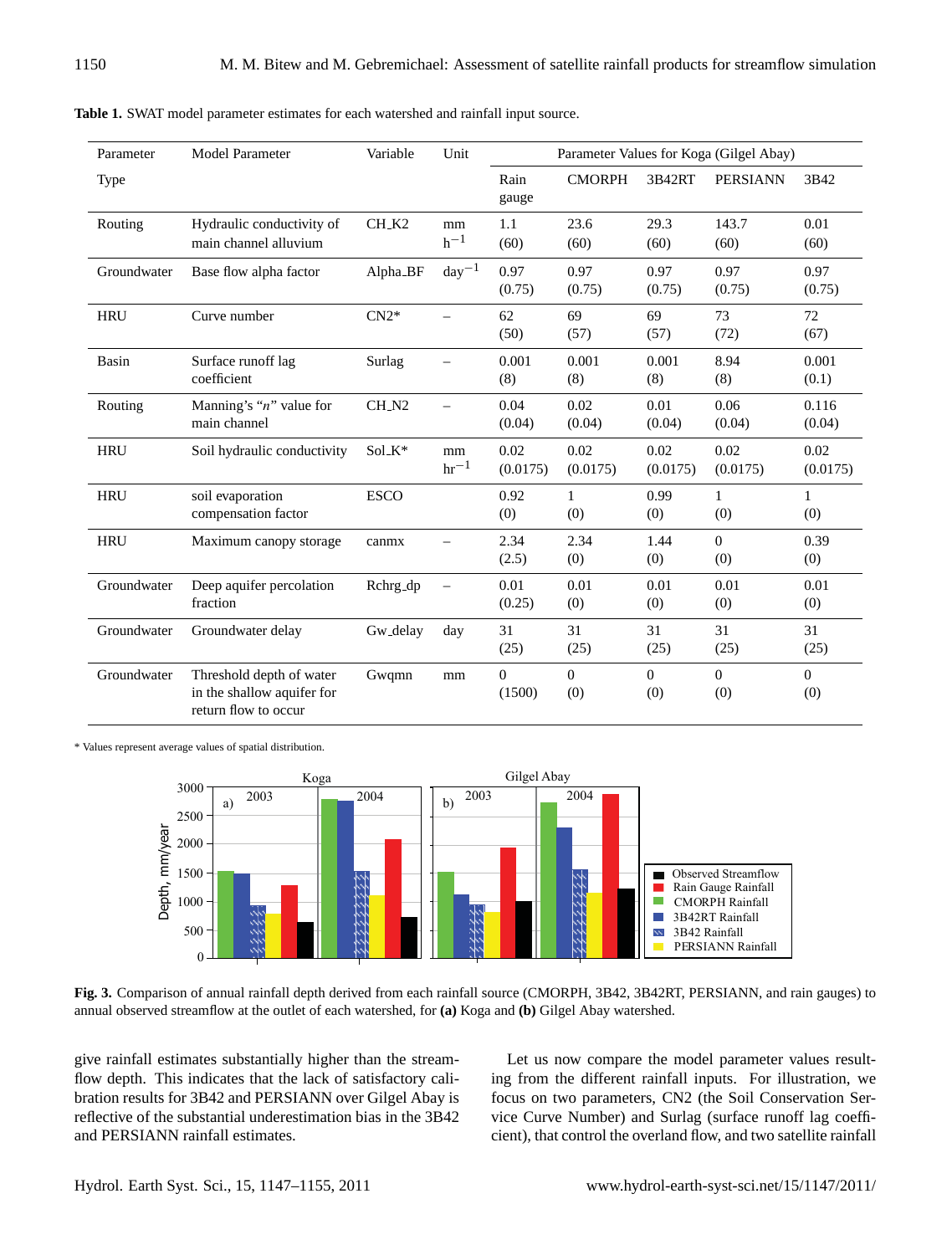**Table 1.** SWAT model parameter estimates for each watershed and rainfall input source.

| Parameter Type | Model Parameter | Variable | Unit | Parameter Values for Koga (Gilgel Abay) | | | | |
|---|---|---|---|---|---|---|---|---|
| | | | | Rain gauge | CMORPH | 3B42RT | PERSIANN | 3B42 |
| Routing | Hydraulic conductivity of main channel alluvium | CH_K2 | mm $h^{-1}$ | 1.1 (60) | 23.6 (60) | 29.3 (60) | 143.7 (60) | 0.01 (60) |
| Groundwater | Base flow alpha factor | Alpha_BF | $day^{-1}$ | 0.97 (0.75) | 0.97 (0.75) | 0.97 (0.75) | 0.97 (0.75) | 0.97 (0.75) |
| HRU | Curve number | CN2* | – | 62 (50) | 69 (57) | 69 (57) | 73 (72) | 72 (67) |
| Basin | Surface runoff lag coefficient | Surlag | – | 0.001 (8) | 0.001 (8) | 0.001 (8) | 8.94 (8) | 0.001 (0.1) |
| Routing | Manning's "$n$" value for main channel | CH_N2 | – | 0.04 (0.04) | 0.02 (0.04) | 0.01 (0.04) | 0.06 (0.04) | 0.116 (0.04) |
| HRU | Soil hydraulic conductivity | Sol_K* | mm $hr^{-1}$ | 0.02 (0.0175) | 0.02 (0.0175) | 0.02 (0.0175) | 0.02 (0.0175) | 0.02 (0.0175) |
| HRU | soil evaporation compensation factor | ESCO | | 0.92 (0) | 1 (0) | 0.99 (0) | 1 (0) | 1 (0) |
| HRU | Maximum canopy storage | canmx | – | 2.34 (2.5) | 2.34 (0) | 1.44 (0) | 0 (0) | 0.39 (0) |
| Groundwater | Deep aquifer percolation fraction | Rchrg_dp | – | 0.01 (0.25) | 0.01 (0) | 0.01 (0) | 0.01 (0) | 0.01 (0) |
| Groundwater | Groundwater delay | Gw_delay | day | 31 (25) | 31 (25) | 31 (25) | 31 (25) | 31 (25) |
| Groundwater | Threshold depth of water in the shallow aquifer for return flow to occur | Gwqmn | mm | 0 (1500) | 0 (0) | 0 (0) | 0 (0) | 0 (0) |

\* Values represent average values of spatial distribution.

**Fig. 3.** Comparison of annual rainfall depth derived from each rainfall source (CMORPH, 3B42, 3B42RT, PERSIANN, and rain gauges) to annual observed streamflow at the outlet of each watershed, for **(a)** Koga and **(b)** Gilgel Abay watershed.

give rainfall estimates substantially higher than the streamflow depth. This indicates that the lack of satisfactory calibration results for 3B42 and PERSIANN over Gilgel Abay is reflective of the substantial underestimation bias in the 3B42 and PERSIANN rainfall estimates.

Let us now compare the model parameter values resulting from the different rainfall inputs. For illustration, we focus on two parameters, CN2 (the Soil Conservation Service Curve Number) and Surlag (surface runoff lag coefficient), that control the overland flow, and two satellite rainfall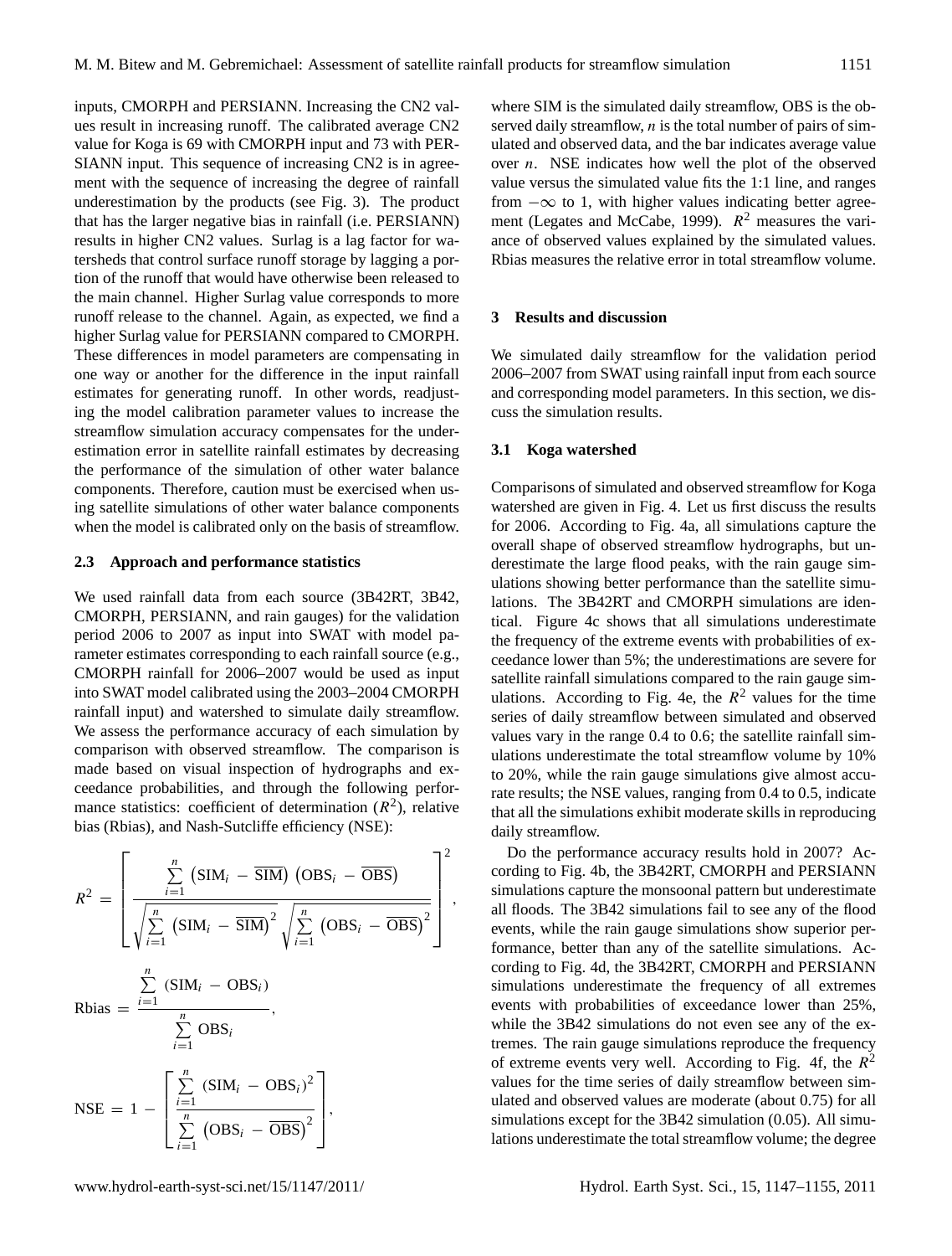inputs, CMORPH and PERSIANN. Increasing the CN2 values result in increasing runoff. The calibrated average CN2 value for Koga is 69 with CMORPH input and 73 with PERSIANN input. This sequence of increasing CN2 is in agreement with the sequence of increasing the degree of rainfall underestimation by the products (see Fig. 3). The product that has the larger negative bias in rainfall (i.e. PERSIANN) results in higher CN2 values. Surlag is a lag factor for watersheds that control surface runoff storage by lagging a portion of the runoff that would have otherwise been released to the main channel. Higher Surlag value corresponds to more runoff release to the channel. Again, as expected, we find a higher Surlag value for PERSIANN compared to CMORPH. These differences in model parameters are compensating in one way or another for the difference in the input rainfall estimates for generating runoff. In other words, readjusting the model calibration parameter values to increase the streamflow simulation accuracy compensates for the underestimation error in satellite rainfall estimates by decreasing the performance of the simulation of other water balance components. Therefore, caution must be exercised when using satellite simulations of other water balance components when the model is calibrated only on the basis of streamflow.

### 2.3 Approach and performance statistics

We used rainfall data from each source (3B42RT, 3B42, CMORPH, PERSIANN, and rain gauges) for the validation period 2006 to 2007 as input into SWAT with model parameter estimates corresponding to each rainfall source (e.g., CMORPH rainfall for 2006–2007 would be used as input into SWAT model calibrated using the 2003–2004 CMORPH rainfall input) and watershed to simulate daily streamflow. We assess the performance accuracy of each simulation by comparison with observed streamflow. The comparison is made based on visual inspection of hydrographs and exceedance probabilities, and through the following performance statistics: coefficient of determination ($R^2$), relative bias (Rbias), and Nash-Sutcliffe efficiency (NSE):

$$R^2 = \left[ \frac{\sum_{i=1}^{n} \left(\mathrm{SIM}_i - \overline{\mathrm{SIM}}\right)\left(\mathrm{OBS}_i - \overline{\mathrm{OBS}}\right)}{\sqrt{\sum_{i=1}^{n} \left(\mathrm{SIM}_i - \overline{\mathrm{SIM}}\right)^2} \sqrt{\sum_{i=1}^{n} \left(\mathrm{OBS}_i - \overline{\mathrm{OBS}}\right)^2}} \right]^2,$$

$$\mathrm{Rbias} = \frac{\sum_{i=1}^{n} \left(\mathrm{SIM}_i - \mathrm{OBS}_i\right)}{\sum_{i=1}^{n} \mathrm{OBS}_i},$$

$$\mathrm{NSE} = 1 - \left[ \frac{\sum_{i=1}^{n} \left(\mathrm{SIM}_i - \mathrm{OBS}_i\right)^2}{\sum_{i=1}^{n} \left(\mathrm{OBS}_i - \overline{\mathrm{OBS}}\right)^2} \right],$$

where SIM is the simulated daily streamflow, OBS is the observed daily streamflow, $n$ is the total number of pairs of simulated and observed data, and the bar indicates average value over $n$. NSE indicates how well the plot of the observed value versus the simulated value fits the 1:1 line, and ranges from $-\infty$ to 1, with higher values indicating better agreement (Legates and McCabe, 1999). $R^2$ measures the variance of observed values explained by the simulated values. Rbias measures the relative error in total streamflow volume.

## 3 Results and discussion

We simulated daily streamflow for the validation period 2006–2007 from SWAT using rainfall input from each source and corresponding model parameters. In this section, we discuss the simulation results.

### 3.1 Koga watershed

Comparisons of simulated and observed streamflow for Koga watershed are given in Fig. 4. Let us first discuss the results for 2006. According to Fig. 4a, all simulations capture the overall shape of observed streamflow hydrographs, but underestimate the large flood peaks, with the rain gauge simulations showing better performance than the satellite simulations. The 3B42RT and CMORPH simulations are identical. Figure 4c shows that all simulations underestimate the frequency of the extreme events with probabilities of exceedance lower than 5%; the underestimations are severe for satellite rainfall simulations compared to the rain gauge simulations. According to Fig. 4e, the $R^2$ values for the time series of daily streamflow between simulated and observed values vary in the range 0.4 to 0.6; the satellite rainfall simulations underestimate the total streamflow volume by 10% to 20%, while the rain gauge simulations give almost accurate results; the NSE values, ranging from 0.4 to 0.5, indicate that all the simulations exhibit moderate skills in reproducing daily streamflow.

Do the performance accuracy results hold in 2007? According to Fig. 4b, the 3B42RT, CMORPH and PERSIANN simulations capture the monsoonal pattern but underestimate all floods. The 3B42 simulations fail to see any of the flood events, while the rain gauge simulations show superior performance, better than any of the satellite simulations. According to Fig. 4d, the 3B42RT, CMORPH and PERSIANN simulations underestimate the frequency of all extremes events with probabilities of exceedance lower than 25%, while the 3B42 simulations do not even see any of the extremes. The rain gauge simulations reproduce the frequency of extreme events very well. According to Fig. 4f, the $R^2$ values for the time series of daily streamflow between simulated and observed values are moderate (about 0.75) for all simulations except for the 3B42 simulation (0.05). All simulations underestimate the total streamflow volume; the degree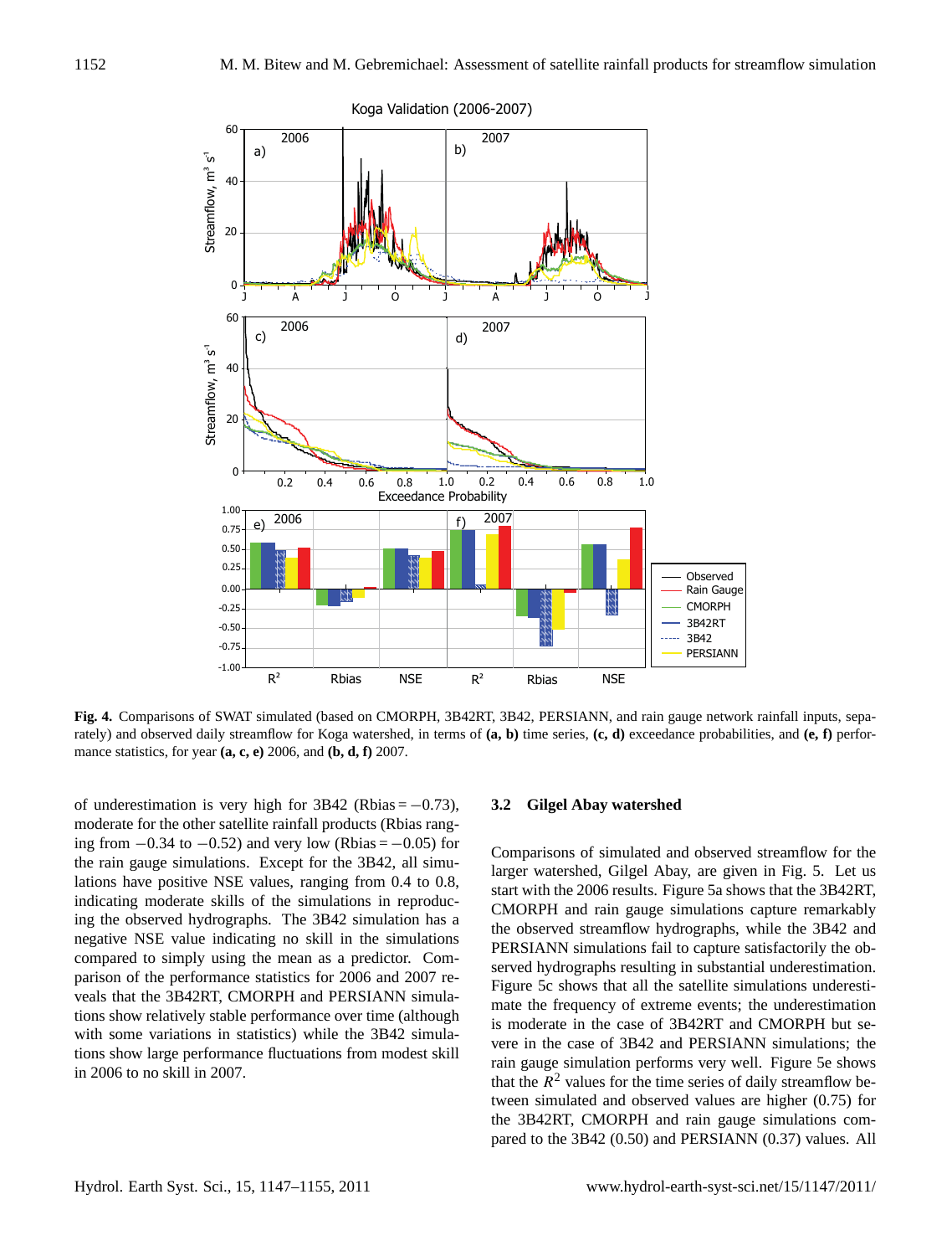**Fig. 4.** Comparisons of SWAT simulated (based on CMORPH, 3B42RT, 3B42, PERSIANN, and rain gauge network rainfall inputs, separately) and observed daily streamflow for Koga watershed, in terms of **(a, b)** time series, **(c, d)** exceedance probabilities, and **(e, f)** performance statistics, for year **(a, c, e)** 2006, and **(b, d, f)** 2007.

of underestimation is very high for 3B42 (Rbias = −0.73), moderate for the other satellite rainfall products (Rbias ranging from −0.34 to −0.52) and very low (Rbias = −0.05) for the rain gauge simulations. Except for the 3B42, all simulations have positive NSE values, ranging from 0.4 to 0.8, indicating moderate skills of the simulations in reproducing the observed hydrographs. The 3B42 simulation has a negative NSE value indicating no skill in the simulations compared to simply using the mean as a predictor. Comparison of the performance statistics for 2006 and 2007 reveals that the 3B42RT, CMORPH and PERSIANN simulations show relatively stable performance over time (although with some variations in statistics) while the 3B42 simulations show large performance fluctuations from modest skill in 2006 to no skill in 2007.

### 3.2 Gilgel Abay watershed

Comparisons of simulated and observed streamflow for the larger watershed, Gilgel Abay, are given in Fig. 5. Let us start with the 2006 results. Figure 5a shows that the 3B42RT, CMORPH and rain gauge simulations capture remarkably the observed streamflow hydrographs, while the 3B42 and PERSIANN simulations fail to capture satisfactorily the observed hydrographs resulting in substantial underestimation. Figure 5c shows that all the satellite simulations underestimate the frequency of extreme events; the underestimation is moderate in the case of 3B42RT and CMORPH but severe in the case of 3B42 and PERSIANN simulations; the rain gauge simulation performs very well. Figure 5e shows that the $R^2$ values for the time series of daily streamflow between simulated and observed values are higher (0.75) for the 3B42RT, CMORPH and rain gauge simulations compared to the 3B42 (0.50) and PERSIANN (0.37) values. All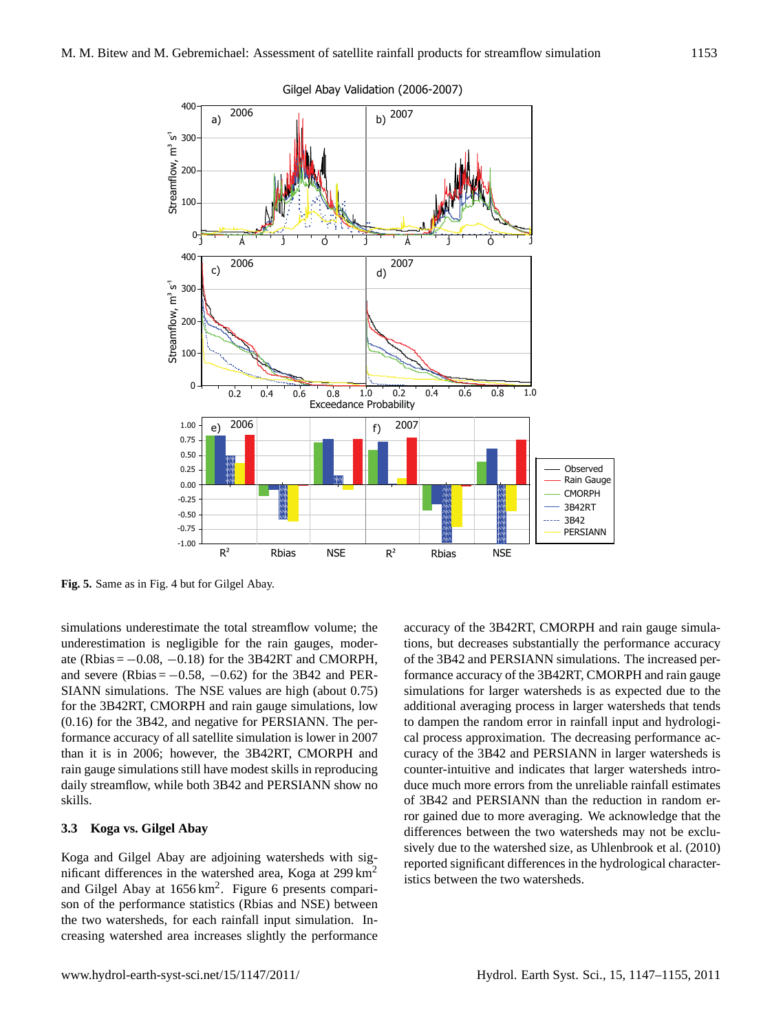**Fig. 5.** Same as in Fig. 4 but for Gilgel Abay.

simulations underestimate the total streamflow volume; the underestimation is negligible for the rain gauges, moderate (Rbias = −0.08, −0.18) for the 3B42RT and CMORPH, and severe (Rbias = −0.58, −0.62) for the 3B42 and PERSIANN simulations. The NSE values are high (about 0.75) for the 3B42RT, CMORPH and rain gauge simulations, low (0.16) for the 3B42, and negative for PERSIANN. The performance accuracy of all satellite simulation is lower in 2007 than it is in 2006; however, the 3B42RT, CMORPH and rain gauge simulations still have modest skills in reproducing daily streamflow, while both 3B42 and PERSIANN show no skills.

### 3.3 Koga vs. Gilgel Abay

Koga and Gilgel Abay are adjoining watersheds with significant differences in the watershed area, Koga at 299 $km^2$ and Gilgel Abay at 1656 $km^2$. Figure 6 presents comparison of the performance statistics (Rbias and NSE) between the two watersheds, for each rainfall input simulation. Increasing watershed area increases slightly the performance accuracy of the 3B42RT, CMORPH and rain gauge simulations, but decreases substantially the performance accuracy of the 3B42 and PERSIANN simulations. The increased performance accuracy of the 3B42RT, CMORPH and rain gauge simulations for larger watersheds is as expected due to the additional averaging process in larger watersheds that tends to dampen the random error in rainfall input and hydrological process approximation. The decreasing performance accuracy of the 3B42 and PERSIANN in larger watersheds is counter-intuitive and indicates that larger watersheds introduce much more errors from the unreliable rainfall estimates of 3B42 and PERSIANN than the reduction in random error gained due to more averaging. We acknowledge that the differences between the two watersheds may not be exclusively due to the watershed size, as Uhlenbrook et al. (2010) reported significant differences in the hydrological characteristics between the two watersheds.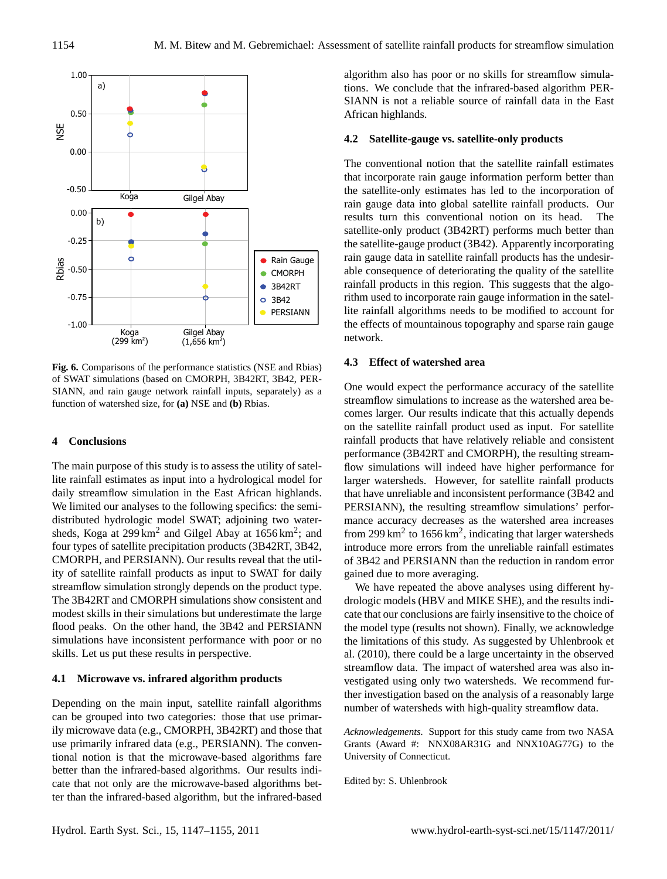**Fig. 6.** Comparisons of the performance statistics (NSE and Rbias) of SWAT simulations (based on CMORPH, 3B42RT, 3B42, PERSIANN, and rain gauge network rainfall inputs, separately) as a function of watershed size, for **(a)** NSE and **(b)** Rbias.

## 4 Conclusions

The main purpose of this study is to assess the utility of satellite rainfall estimates as input into a hydrological model for daily streamflow simulation in the East African highlands. We limited our analyses to the following specifics: the semi-distributed hydrologic model SWAT; adjoining two watersheds, Koga at 299 $km^2$ and Gilgel Abay at 1656 $km^2$; and four types of satellite precipitation products (3B42RT, 3B42, CMORPH, and PERSIANN). Our results reveal that the utility of satellite rainfall products as input to SWAT for daily streamflow simulation strongly depends on the product type. The 3B42RT and CMORPH simulations show consistent and modest skills in their simulations but underestimate the large flood peaks. On the other hand, the 3B42 and PERSIANN simulations have inconsistent performance with poor or no skills. Let us put these results in perspective.

### 4.1 Microwave vs. infrared algorithm products

Depending on the main input, satellite rainfall algorithms can be grouped into two categories: those that use primarily microwave data (e.g., CMORPH, 3B42RT) and those that use primarily infrared data (e.g., PERSIANN). The conventional notion is that the microwave-based algorithms fare better than the infrared-based algorithms. Our results indicate that not only are the microwave-based algorithms better than the infrared-based algorithm, but the infrared-based algorithm also has poor or no skills for streamflow simulations. We conclude that the infrared-based algorithm PERSIANN is not a reliable source of rainfall data in the East African highlands.

### 4.2 Satellite-gauge vs. satellite-only products

The conventional notion that the satellite rainfall estimates that incorporate rain gauge information perform better than the satellite-only estimates has led to the incorporation of rain gauge data into global satellite rainfall products. Our results turn this conventional notion on its head. The satellite-only product (3B42RT) performs much better than the satellite-gauge product (3B42). Apparently incorporating rain gauge data in satellite rainfall products has the undesirable consequence of deteriorating the quality of the satellite rainfall products in this region. This suggests that the algorithm used to incorporate rain gauge information in the satellite rainfall algorithms needs to be modified to account for the effects of mountainous topography and sparse rain gauge network.

### 4.3 Effect of watershed area

One would expect the performance accuracy of the satellite streamflow simulations to increase as the watershed area becomes larger. Our results indicate that this actually depends on the satellite rainfall product used as input. For satellite rainfall products that have relatively reliable and consistent performance (3B42RT and CMORPH), the resulting streamflow simulations will indeed have higher performance for larger watersheds. However, for satellite rainfall products that have unreliable and inconsistent performance (3B42 and PERSIANN), the resulting streamflow simulations' performance accuracy decreases as the watershed area increases from 299 $km^2$ to 1656 $km^2$, indicating that larger watersheds introduce more errors from the unreliable rainfall estimates of 3B42 and PERSIANN than the reduction in random error gained due to more averaging.

We have repeated the above analyses using different hydrologic models (HBV and MIKE SHE), and the results indicate that our conclusions are fairly insensitive to the choice of the model type (results not shown). Finally, we acknowledge the limitations of this study. As suggested by Uhlenbrook et al. (2010), there could be a large uncertainty in the observed streamflow data. The impact of watershed area was also investigated using only two watersheds. We recommend further investigation based on the analysis of a reasonably large number of watersheds with high-quality streamflow data.

*Acknowledgements.* Support for this study came from two NASA Grants (Award #: NNX08AR31G and NNX10AG77G) to the University of Connecticut.

Edited by: S. Uhlenbrook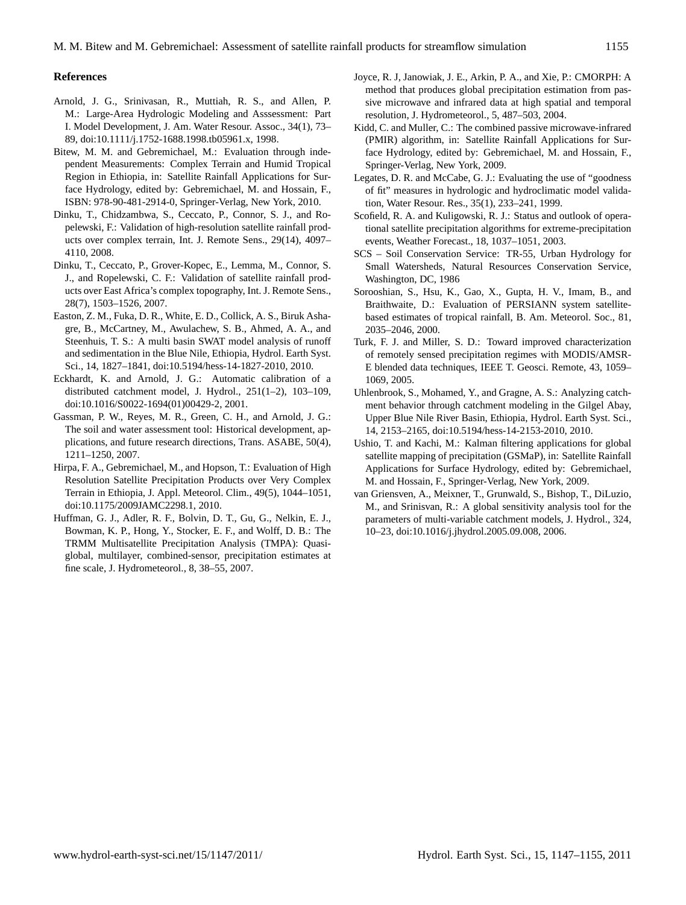## References

Arnold, J. G., Srinivasan, R., Muttiah, R. S., and Allen, P. M.: Large-Area Hydrologic Modeling and Asssessment: Part I. Model Development, J. Am. Water Resour. Assoc., 34(1), 73–89, doi:10.1111/j.1752-1688.1998.tb05961.x, 1998.

Bitew, M. M. and Gebremichael, M.: Evaluation through independent Measurements: Complex Terrain and Humid Tropical Region in Ethiopia, in: Satellite Rainfall Applications for Surface Hydrology, edited by: Gebremichael, M. and Hossain, F., ISBN: 978-90-481-2914-0, Springer-Verlag, New York, 2010.

Dinku, T., Chidzambwa, S., Ceccato, P., Connor, S. J., and Ropelewski, F.: Validation of high-resolution satellite rainfall products over complex terrain, Int. J. Remote Sens., 29(14), 4097–4110, 2008.

Dinku, T., Ceccato, P., Grover-Kopec, E., Lemma, M., Connor, S. J., and Ropelewski, C. F.: Validation of satellite rainfall products over East Africa's complex topography, Int. J. Remote Sens., 28(7), 1503–1526, 2007.

Easton, Z. M., Fuka, D. R., White, E. D., Collick, A. S., Biruk Ashagre, B., McCartney, M., Awulachew, S. B., Ahmed, A. A., and Steenhuis, T. S.: A multi basin SWAT model analysis of runoff and sedimentation in the Blue Nile, Ethiopia, Hydrol. Earth Syst. Sci., 14, 1827–1841, doi:10.5194/hess-14-1827-2010, 2010.

Eckhardt, K. and Arnold, J. G.: Automatic calibration of a distributed catchment model, J. Hydrol., 251(1–2), 103–109, doi:10.1016/S0022-1694(01)00429-2, 2001.

Gassman, P. W., Reyes, M. R., Green, C. H., and Arnold, J. G.: The soil and water assessment tool: Historical development, applications, and future research directions, Trans. ASABE, 50(4), 1211–1250, 2007.

Hirpa, F. A., Gebremichael, M., and Hopson, T.: Evaluation of High Resolution Satellite Precipitation Products over Very Complex Terrain in Ethiopia, J. Appl. Meteorol. Clim., 49(5), 1044–1051, doi:10.1175/2009JAMC2298.1, 2010.

Huffman, G. J., Adler, R. F., Bolvin, D. T., Gu, G., Nelkin, E. J., Bowman, K. P., Hong, Y., Stocker, E. F., and Wolff, D. B.: The TRMM Multisatellite Precipitation Analysis (TMPA): Quasi-global, multilayer, combined-sensor, precipitation estimates at fine scale, J. Hydrometeorol., 8, 38–55, 2007.

Joyce, R. J, Janowiak, J. E., Arkin, P. A., and Xie, P.: CMORPH: A method that produces global precipitation estimation from passive microwave and infrared data at high spatial and temporal resolution, J. Hydrometeorol., 5, 487–503, 2004.

Kidd, C. and Muller, C.: The combined passive microwave-infrared (PMIR) algorithm, in: Satellite Rainfall Applications for Surface Hydrology, edited by: Gebremichael, M. and Hossain, F., Springer-Verlag, New York, 2009.

Legates, D. R. and McCabe, G. J.: Evaluating the use of "goodness of fit" measures in hydrologic and hydroclimatic model validation, Water Resour. Res., 35(1), 233–241, 1999.

Scofield, R. A. and Kuligowski, R. J.: Status and outlook of operational satellite precipitation algorithms for extreme-precipitation events, Weather Forecast., 18, 1037–1051, 2003.

SCS – Soil Conservation Service: TR-55, Urban Hydrology for Small Watersheds, Natural Resources Conservation Service, Washington, DC, 1986

Sorooshian, S., Hsu, K., Gao, X., Gupta, H. V., Imam, B., and Braithwaite, D.: Evaluation of PERSIANN system satellite-based estimates of tropical rainfall, B. Am. Meteorol. Soc., 81, 2035–2046, 2000.

Turk, F. J. and Miller, S. D.: Toward improved characterization of remotely sensed precipitation regimes with MODIS/AMSR-E blended data techniques, IEEE T. Geosci. Remote, 43, 1059–1069, 2005.

Uhlenbrook, S., Mohamed, Y., and Gragne, A. S.: Analyzing catchment behavior through catchment modeling in the Gilgel Abay, Upper Blue Nile River Basin, Ethiopia, Hydrol. Earth Syst. Sci., 14, 2153–2165, doi:10.5194/hess-14-2153-2010, 2010.

Ushio, T. and Kachi, M.: Kalman filtering applications for global satellite mapping of precipitation (GSMaP), in: Satellite Rainfall Applications for Surface Hydrology, edited by: Gebremichael, M. and Hossain, F., Springer-Verlag, New York, 2009.

van Griensven, A., Meixner, T., Grunwald, S., Bishop, T., DiLuzio, M., and Srinisvan, R.: A global sensitivity analysis tool for the parameters of multi-variable catchment models, J. Hydrol., 324, 10–23, doi:10.1016/j.jhydrol.2005.09.008, 2006.